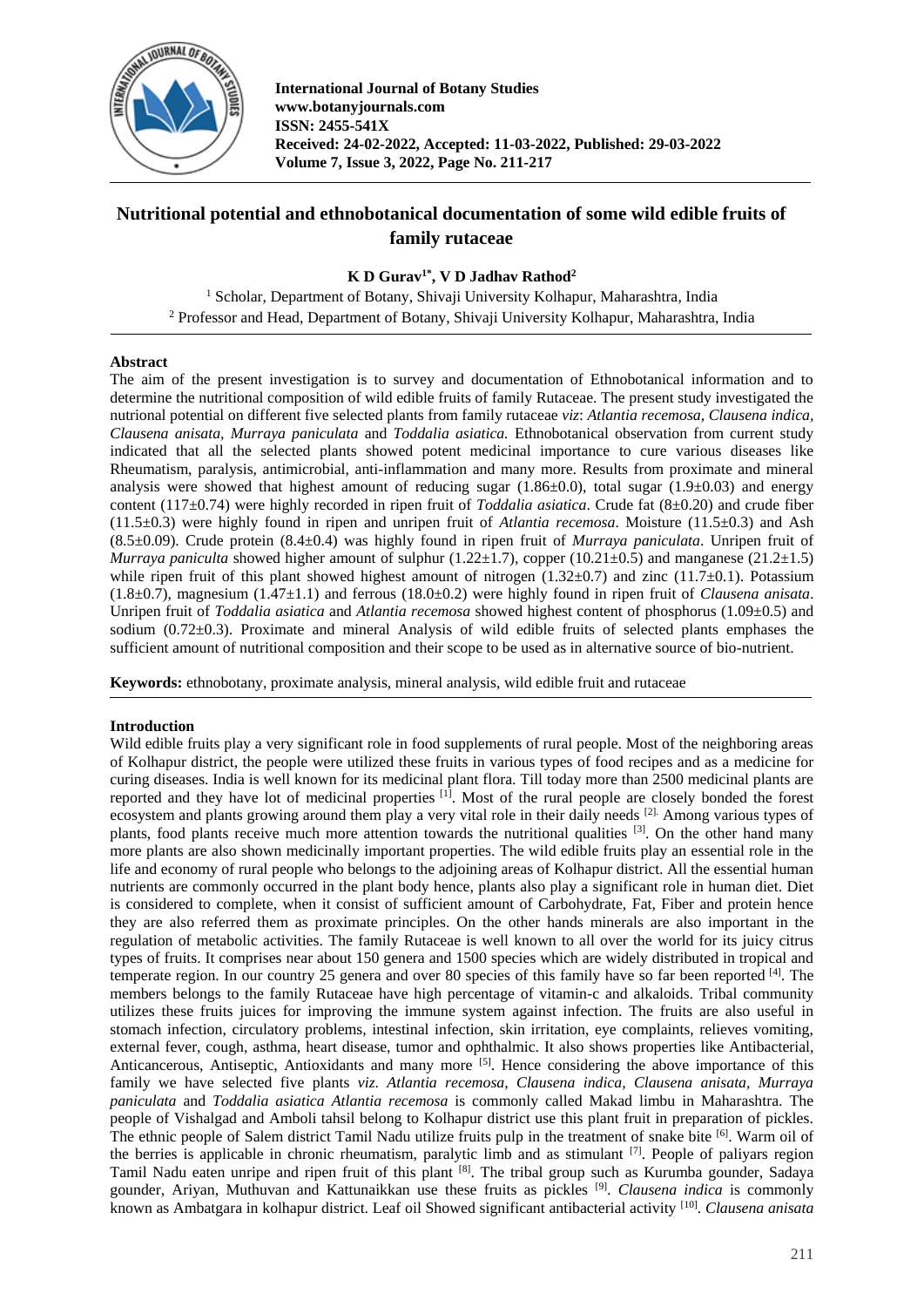International Journal of Botany Studies
www.botanyjournals.com
ISSN: 2455-541X
Received: 24-02-2022, Accepted: 11-03-2022, Published: 29-03-2022
Volume 7, Issue 3, 2022, Page No. 211-217

# Nutritional potential and ethnobotanical documentation of some wild edible fruits of family rutaceae

**K D Gurav[1*], V D Jadhav Rathod[2]**

[1] Scholar, Department of Botany, Shivaji University Kolhapur, Maharashtra, India
[2] Professor and Head, Department of Botany, Shivaji University Kolhapur, Maharashtra, India

## Abstract

The aim of the present investigation is to survey and documentation of Ethnobotanical information and to determine the nutritional composition of wild edible fruits of family Rutaceae. The present study investigated the nutrional potential on different five selected plants from family rutaceae *viz*: *Atlantia recemosa, Clausena indica, Clausena anisata, Murraya paniculata* and *Toddalia asiatica.* Ethnobotanical observation from current study indicated that all the selected plants showed potent medicinal importance to cure various diseases like Rheumatism, paralysis, antimicrobial, anti-inflammation and many more. Results from proximate and mineral analysis were showed that highest amount of reducing sugar (1.86±0.0), total sugar (1.9±0.03) and energy content (117±0.74) were highly recorded in ripen fruit of *Toddalia asiatica*. Crude fat (8±0.20) and crude fiber (11.5±0.3) were highly found in ripen and unripen fruit of *Atlantia recemosa*. Moisture (11.5±0.3) and Ash (8.5±0.09). Crude protein (8.4±0.4) was highly found in ripen fruit of *Murraya paniculata*. Unripen fruit of *Murraya paniculta* showed higher amount of sulphur (1.22±1.7), copper (10.21±0.5) and manganese (21.2±1.5) while ripen fruit of this plant showed highest amount of nitrogen (1.32±0.7) and zinc (11.7±0.1). Potassium (1.8±0.7), magnesium (1.47±1.1) and ferrous (18.0±0.2) were highly found in ripen fruit of *Clausena anisata*. Unripen fruit of *Toddalia asiatica* and *Atlantia recemosa* showed highest content of phosphorus (1.09±0.5) and sodium (0.72±0.3). Proximate and mineral Analysis of wild edible fruits of selected plants emphases the sufficient amount of nutritional composition and their scope to be used as in alternative source of bio-nutrient.

**Keywords:** ethnobotany, proximate analysis, mineral analysis, wild edible fruit and rutaceae

## Introduction

Wild edible fruits play a very significant role in food supplements of rural people. Most of the neighboring areas of Kolhapur district, the people were utilized these fruits in various types of food recipes and as a medicine for curing diseases. India is well known for its medicinal plant flora. Till today more than 2500 medicinal plants are reported and they have lot of medicinal properties [1]. Most of the rural people are closely bonded the forest ecosystem and plants growing around them play a very vital role in their daily needs [2]. Among various types of plants, food plants receive much more attention towards the nutritional qualities [3]. On the other hand many more plants are also shown medicinally important properties. The wild edible fruits play an essential role in the life and economy of rural people who belongs to the adjoining areas of Kolhapur district. All the essential human nutrients are commonly occurred in the plant body hence, plants also play a significant role in human diet. Diet is considered to complete, when it consist of sufficient amount of Carbohydrate, Fat, Fiber and protein hence they are also referred them as proximate principles. On the other hands minerals are also important in the regulation of metabolic activities. The family Rutaceae is well known to all over the world for its juicy citrus types of fruits. It comprises near about 150 genera and 1500 species which are widely distributed in tropical and temperate region. In our country 25 genera and over 80 species of this family have so far been reported [4]. The members belongs to the family Rutaceae have high percentage of vitamin-c and alkaloids. Tribal community utilizes these fruits juices for improving the immune system against infection. The fruits are also useful in stomach infection, circulatory problems, intestinal infection, skin irritation, eye complaints, relieves vomiting, external fever, cough, asthma, heart disease, tumor and ophthalmic. It also shows properties like Antibacterial, Anticancerous, Antiseptic, Antioxidants and many more [5]. Hence considering the above importance of this family we have selected five plants *viz*. *Atlantia recemosa, Clausena indica, Clausena anisata, Murraya paniculata* and *Toddalia asiatica Atlantia recemosa* is commonly called Makad limbu in Maharashtra. The people of Vishalgad and Amboli tahsil belong to Kolhapur district use this plant fruit in preparation of pickles. The ethnic people of Salem district Tamil Nadu utilize fruits pulp in the treatment of snake bite [6]. Warm oil of the berries is applicable in chronic rheumatism, paralytic limb and as stimulant [7]. People of paliyars region Tamil Nadu eaten unripe and ripen fruit of this plant [8]. The tribal group such as Kurumba gounder, Sadaya gounder, Ariyan, Muthuvan and Kattunaikkan use these fruits as pickles [9]. *Clausena indica* is commonly known as Ambatgara in kolhapur district. Leaf oil Showed significant antibacterial activity [10]. *Clausena anisata*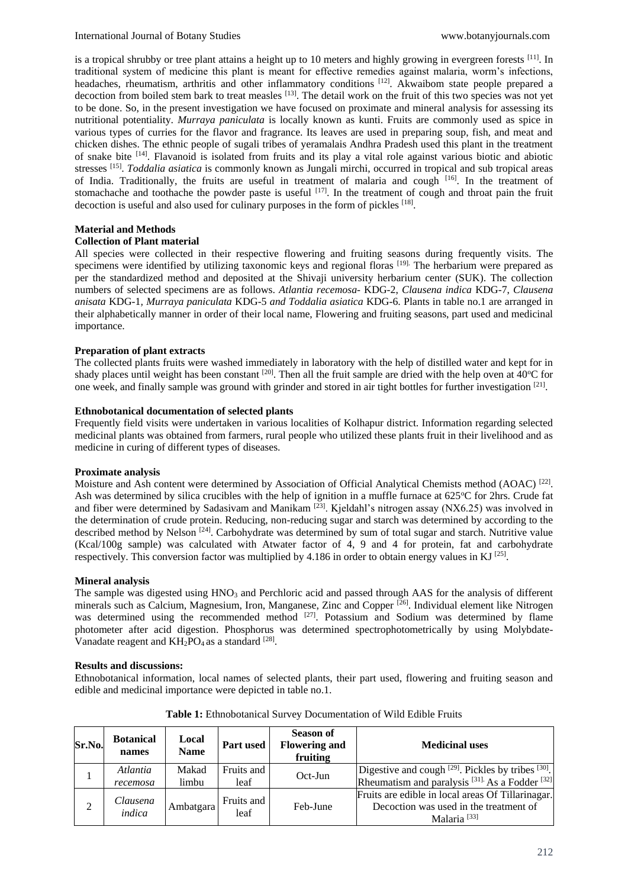is a tropical shrubby or tree plant attains a height up to 10 meters and highly growing in evergreen forests [11]. In traditional system of medicine this plant is meant for effective remedies against malaria, worm's infections, headaches, rheumatism, arthritis and other inflammatory conditions [12]. Akwaibom state people prepared a decoction from boiled stem bark to treat measles [13]. The detail work on the fruit of this two species was not yet to be done. So, in the present investigation we have focused on proximate and mineral analysis for assessing its nutritional potentiality. *Murraya paniculata* is locally known as kunti. Fruits are commonly used as spice in various types of curries for the flavor and fragrance. Its leaves are used in preparing soup, fish, and meat and chicken dishes. The ethnic people of sugali tribes of yeramalais Andhra Pradesh used this plant in the treatment of snake bite [14]. Flavanoid is isolated from fruits and its play a vital role against various biotic and abiotic stresses [15]. *Toddalia asiatica* is commonly known as Jungali mirchi, occurred in tropical and sub tropical areas of India. Traditionally, the fruits are useful in treatment of malaria and cough [16]. In the treatment of stomachache and toothache the powder paste is useful [17]. In the treatment of cough and throat pain the fruit decoction is useful and also used for culinary purposes in the form of pickles [18].

## Material and Methods

### Collection of Plant material

All species were collected in their respective flowering and fruiting seasons during frequently visits. The specimens were identified by utilizing taxonomic keys and regional floras [19]. The herbarium were prepared as per the standardized method and deposited at the Shivaji university herbarium center (SUK). The collection numbers of selected specimens are as follows. *Atlantia recemosa*- KDG-2, *Clausena indica* KDG-7, *Clausena anisata* KDG-1, *Murraya paniculata* KDG-5 *and Toddalia asiatica* KDG-6. Plants in table no.1 are arranged in their alphabetically manner in order of their local name, Flowering and fruiting seasons, part used and medicinal importance.

### Preparation of plant extracts

The collected plants fruits were washed immediately in laboratory with the help of distilled water and kept for in shady places until weight has been constant [20]. Then all the fruit sample are dried with the help oven at 40°C for one week, and finally sample was ground with grinder and stored in air tight bottles for further investigation [21].

### Ethnobotanical documentation of selected plants

Frequently field visits were undertaken in various localities of Kolhapur district. Information regarding selected medicinal plants was obtained from farmers, rural people who utilized these plants fruit in their livelihood and as medicine in curing of different types of diseases.

### Proximate analysis

Moisture and Ash content were determined by Association of Official Analytical Chemists method (AOAC) [22]. Ash was determined by silica crucibles with the help of ignition in a muffle furnace at 625°C for 2hrs. Crude fat and fiber were determined by Sadasivam and Manikam [23]. Kjeldahl's nitrogen assay (NX6.25) was involved in the determination of crude protein. Reducing, non-reducing sugar and starch was determined by according to the described method by Nelson [24]. Carbohydrate was determined by sum of total sugar and starch. Nutritive value (Kcal/100g sample) was calculated with Atwater factor of 4, 9 and 4 for protein, fat and carbohydrate respectively. This conversion factor was multiplied by 4.186 in order to obtain energy values in KJ [25].

### Mineral analysis

The sample was digested using $HNO_3$ and Perchloric acid and passed through AAS for the analysis of different minerals such as Calcium, Magnesium, Iron, Manganese, Zinc and Copper [26]. Individual element like Nitrogen was determined using the recommended method [27]. Potassium and Sodium was determined by flame photometer after acid digestion. Phosphorus was determined spectrophotometrically by using Molybdate-Vanadate reagent and $KH_2PO_4$ as a standard [28].

## Results and discussions:

Ethnobotanical information, local names of selected plants, their part used, flowering and fruiting season and edible and medicinal importance were depicted in table no.1.

**Table 1:** Ethnobotanical Survey Documentation of Wild Edible Fruits

| Sr.No. | Botanical names | Local Name | Part used | Season of Flowering and fruiting | Medicinal uses |
|---|---|---|---|---|---|
| 1 | *Atlantia recemosa* | Makad limbu | Fruits and leaf | Oct-Jun | Digestive and cough [29]. Pickles by tribes [30]. Rheumatism and paralysis [31]. As a Fodder [32] |
| 2 | *Clausena indica* | Ambatgara | Fruits and leaf | Feb-June | Fruits are edible in local areas Of Tillarinagar. Decoction was used in the treatment of Malaria [33] |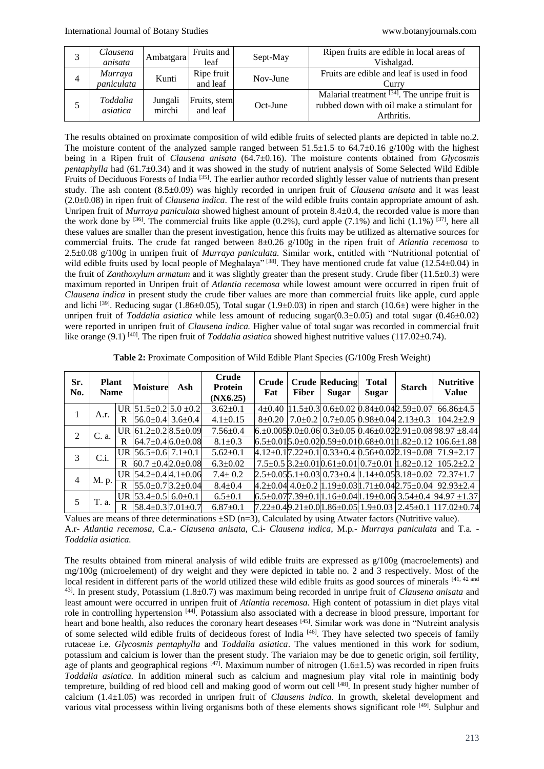| 3 | *Clausena anisata* | Ambatgara | Fruits and leaf | Sept-May | Ripen fruits are edible in local areas of Vishalgad. |
|---|---|---|---|---|---|
| 4 | *Murraya paniculata* | Kunti | Ripe fruit and leaf | Nov-June | Fruits are edible and leaf is used in food Curry |
| 5 | *Toddalia asiatica* | Jungali mirchi | Fruits, stem and leaf | Oct-June | Malarial treatment [34]. The unripe fruit is rubbed down with oil make a stimulant for Arthritis. |

The results obtained on proximate composition of wild edible fruits of selected plants are depicted in table no.2. The moisture content of the analyzed sample ranged between 51.5±1.5 to 64.7±0.16 g/100g with the highest being in a Ripen fruit of *Clausena anisata* (64.7±0.16). The moisture contents obtained from *Glycosmis pentaphylla* had (61.7±0.34) and it was showed in the study of nutrient analysis of Some Selected Wild Edible Fruits of Deciduous Forests of India [35]. The earlier author recorded slightly lesser value of nutrients than present study. The ash content (8.5±0.09) was highly recorded in unripen fruit of *Clausena anisata* and it was least (2.0±0.08) in ripen fruit of *Clausena indica*. The rest of the wild edible fruits contain appropriate amount of ash. Unripen fruit of *Murraya paniculata* showed highest amount of protein 8.4±0.4, the recorded value is more than the work done by [36]. The commercial fruits like apple (0.2%), curd apple (7.1%) and lichi (1.1%) [37], here all these values are smaller than the present investigation, hence this fruits may be utilized as alternative sources for commercial fruits. The crude fat ranged between 8±0.26 g/100g in the ripen fruit of *Atlantia recemosa* to 2.5±0.08 g/100g in unripen fruit of *Murraya paniculata.* Similar work, entitled with "Nutritional potential of wild edible fruits used by local people of Meghalaya" [38]. They have mentioned crude fat value (12.54±0.04) in the fruit of *Zanthoxylum armatum* and it was slightly greater than the present study. Crude fiber (11.5±0.3) were maximum reported in Unripen fruit of *Atlantia recemosa* while lowest amount were occurred in ripen fruit of *Clausena indica* in present study the crude fiber values are more than commercial fruits like apple, curd apple and lichi [39]. Reducing sugar (1.86±0.05), Total sugar (1.9±0.03) in ripen and starch (10.6±) were higher in the unripen fruit of *Toddalia asiatica* while less amount of reducing sugar(0.3±0.05) and total sugar (0.46±0.02) were reported in unripen fruit of *Clausena indica.* Higher value of total sugar was recorded in commercial fruit like orange (9.1) [40]. The ripen fruit of *Toddalia asiatica* showed highest nutritive values (117.02±0.74).

**Table 2:** Proximate Composition of Wild Edible Plant Species (G/100g Fresh Weight)

| Sr. No. | Plant Name | | Moisture | Ash | Crude Protein (NX6.25) | Crude Fat | Crude Fiber | Reducing Sugar | Total Sugar | Starch | Nutritive Value |
|---|---|---|---|---|---|---|---|---|---|---|---|
| 1 | A.r. | UR | 51.5±0.2 | 5.0 ±0.2 | 3.62±0.1 | 4±0.40 | 11.5±0.3 | 0.6±0.02 | 0.84±0.04 | 2.59±0.07 | 66.86±4.5 |
| | | R | 56.0±0.4 | 3.6±0.4 | 4.1±0.15 | 8±0.20 | 7.0±0.2 | 0.7±0.05 | 0.98±0.04 | 2.13±0.3 | 104.2±2.9 |
| 2 | C. a. | UR | 61.2±0.2 | 8.5±0.09 | 7.56±0.4 | 6.±0.005 | 9.0±0.06 | 0.3±0.05 | 0.46±0.02 | 2.91±0.08 | 98.97 ±8.44 |
| | | R | 64.7±0.4 | 6.0±0.08 | 8.1±0.3 | 6.5±0.01 | 5.0±0.02 | 0.59±0.01 | 0.68±0.01 | 1.82±0.12 | 106.6±1.88 |
| 3 | C.i. | UR | 56.5±0.6 | 7.1±0.1 | 5.62±0.1 | 4.12±0.1 | 7.22±0.1 | 0.33±0.4 | 0.56±0.02 | 2.19±0.08 | 71.9±2.17 |
| | | R | 60.7 ±0.4 | 2.0±0.08 | 6.3±0.02 | 7.5±0.5 | 3.2±0.01 | 0.61±0.01 | 0.7±0.01 | 1.82±0.12 | 105.2±2.2 |
| 4 | M. p. | UR | 54.2±0.4 | 4.1±0.06 | 7.4± 0.2 | 2.5±0.05 | 5.1±0.03 | 0.73±0.4 | 1.14±0.05 | 3.18±0.02 | 72.37±1.7 |
| | | R | 55.0±0.7 | 3.2±0.04 | 8.4±0.4 | 4.2±0.04 | 4.0±0.2 | 1.19±0.03 | 1.71±0.04 | 2.75±0.04 | 92.93±2.4 |
| 5 | T. a. | UR | 53.4±0.5 | 6.0±0.1 | 6.5±0.1 | 6.5±0.07 | 7.39±0.1 | 1.16±0.04 | 1.19±0.06 | 3.54±0.4 | 94.97 ±1.37 |
| | | R | 58.4±0.3 | 7.01±0.7 | 6.87±0.1 | 7.22±0.4 | 9.21±0.0 | 1.86±0.05 | 1.9±0.03 | 2.45±0.1 | 117.02±0.74 |

Values are means of three determinations ±SD (n=3), Calculated by using Atwater factors (Nutritive value).
A.r- *Atlantia recemosa,* C.a.- *Clausena anisata,* C.i- *Clausena indica*, M.p.- *Murraya paniculata* and T.a. - *Toddalia asiatica.*

The results obtained from mineral analysis of wild edible fruits are expressed as g/100g (macroelements) and mg/100g (microelement) of dry weight and they were depicted in table no. 2 and 3 respectively. Most of the local resident in different parts of the world utilized these wild edible fruits as good sources of minerals [41, 42 and 43]. In present study, Potassium (1.8±0.7) was maximum being recorded in unripe fruit of *Clausena anisata* and least amount were occurred in unripen fruit of *Atlantia recemosa.* High content of potassium in diet plays vital role in controlling hypertension [44]. Potassium also associated with a decrease in blood pressure, important for heart and bone health, also reduces the coronary heart deseases [45]. Similar work was done in "Nutreint analysis of some selected wild edible fruits of decideous forest of India [46]. They have selected two speceis of family rutaceae i.e. *Glycosmis pentaphylla* and *Toddalia asiatica*. The values mentioned in this work for sodium, potassium and calcium is lower than the present study. The variaion may be due to genetic origin, soil fertility, age of plants and geographical regions [47]. Maximum number of nitrogen (1.6±1.5) was recorded in ripen fruits *Toddalia asiatica.* In addition mineral such as calcium and magnesium play vital role in maintinig body tempreture, building of red blood cell and making good of worm out cell [48]. In present study higher number of calcium (1.4±1.05) was recorded in unripen fruit of *Clausens indica.* In growth, skeletal development and various vital processess within living organisms both of these elements shows significant role [49]. Sulphur and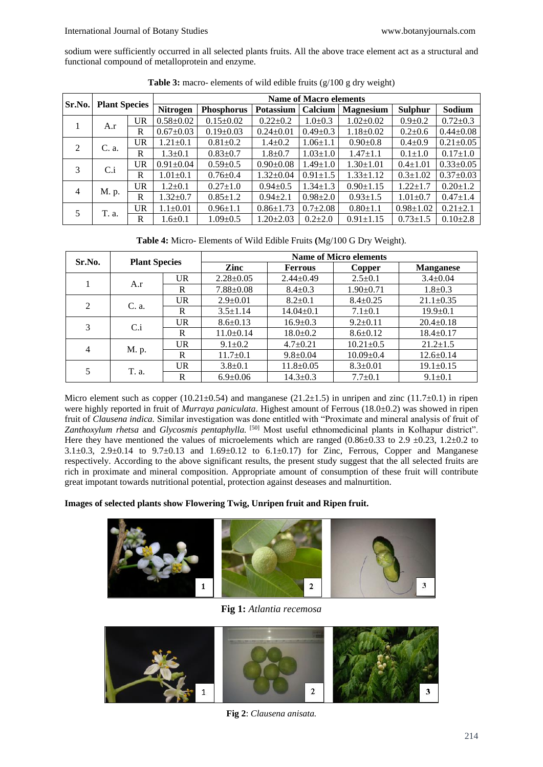sodium were sufficiently occurred in all selected plants fruits. All the above trace element act as a structural and functional compound of metalloprotein and enzyme.

**Table 3:** macro- elements of wild edible fruits (g/100 g dry weight)

| Sr.No. | Plant Species | | Name of Macro elements | | | | | | |
|---|---|---|---|---|---|---|---|---|---|
| | | | Nitrogen | Phosphorus | Potassium | Calcium | Magnesium | Sulphur | Sodium |
| 1 | A.r | UR | 0.58±0.02 | 0.15±0.02 | 0.22±0.2 | 1.0±0.3 | 1.02±0.02 | 0.9±0.2 | 0.72±0.3 |
| | | R | 0.67±0.03 | 0.19±0.03 | 0.24±0.01 | 0.49±0.3 | 1.18±0.02 | 0.2±0.6 | 0.44±0.08 |
| 2 | C. a. | UR | 1.21±0.1 | 0.81±0.2 | 1.4±0.2 | 1.06±1.1 | 0.90±0.8 | 0.4±0.9 | 0.21±0.05 |
| | | R | 1.3±0.1 | 0.83±0.7 | 1.8±0.7 | 1.03±1.0 | 1.47±1.1 | 0.1±1.0 | 0.17±1.0 |
| 3 | C.i | UR | 0.91±0.04 | 0.59±0.5 | 0.90±0.08 | 1.49±1.0 | 1.30±1.01 | 0.4±1.01 | 0.33±0.05 |
| | | R | 1.01±0.1 | 0.76±0.4 | 1.32±0.04 | 0.91±1.5 | 1.33±1.12 | 0.3±1.02 | 0.37±0.03 |
| 4 | M. p. | UR | 1.2±0.1 | 0.27±1.0 | 0.94±0.5 | 1.34±1.3 | 0.90±1.15 | 1.22±1.7 | 0.20±1.2 |
| | | R | 1.32±0.7 | 0.85±1.2 | 0.94±2.1 | 0.98±2.0 | 0.93±1.5 | 1.01±0.7 | 0.47±1.4 |
| 5 | T. a. | UR | 1.1±0.01 | 0.96±1.1 | 0.86±1.73 | 0.7±2.08 | 0.80±1.1 | 0.98±1.02 | 0.21±2.1 |
| | | R | 1.6±0.1 | 1.09±0.5 | 1.20±2.03 | 0.2±2.0 | 0.91±1.15 | 0.73±1.5 | 0.10±2.8 |

**Table 4:** Micro- Elements of Wild Edible Fruits (Mg/100 G Dry Weight).

| Sr.No. | Plant Species | | Name of Micro elements | | | |
|---|---|---|---|---|---|---|
| | | | Zinc | Ferrous | Copper | Manganese |
| 1 | A.r | UR | 2.28±0.05 | 2.44±0.49 | 2.5±0.1 | 3.4±0.04 |
| | | R | 7.88±0.08 | 8.4±0.3 | 1.90±0.71 | 1.8±0.3 |
| 2 | C. a. | UR | 2.9±0.01 | 8.2±0.1 | 8.4±0.25 | 21.1±0.35 |
| | | R | 3.5±1.14 | 14.04±0.1 | 7.1±0.1 | 19.9±0.1 |
| 3 | C.i | UR | 8.6±0.13 | 16.9±0.3 | 9.2±0.11 | 20.4±0.18 |
| | | R | 11.0±0.14 | 18.0±0.2 | 8.6±0.12 | 18.4±0.17 |
| 4 | M. p. | UR | 9.1±0.2 | 4.7±0.21 | 10.21±0.5 | 21.2±1.5 |
| | | R | 11.7±0.1 | 9.8±0.04 | 10.09±0.4 | 12.6±0.14 |
| 5 | T. a. | UR | 3.8±0.1 | 11.8±0.05 | 8.3±0.01 | 19.1±0.15 |
| | | R | 6.9±0.06 | 14.3±0.3 | 7.7±0.1 | 9.1±0.1 |

Micro element such as copper (10.21±0.54) and manganese (21.2±1.5) in unripen and zinc (11.7±0.1) in ripen were highly reported in fruit of *Murraya paniculata*. Highest amount of Ferrous (18.0±0.2) was showed in ripen fruit of *Clausena indica.* Similar investigation was done entitled with "Proximate and mineral analysis of fruit of *Zanthoxylum rhetsa* and *Glycosmis pentaphylla.* [50] Most useful ethnomedicinal plants in Kolhapur district". Here they have mentioned the values of microelements which are ranged (0.86±0.33 to 2.9 ±0.23, 1.2±0.2 to 3.1±0.3, 2.9±0.14 to 9.7±0.13 and 1.69±0.12 to 6.1±0.17) for Zinc, Ferrous, Copper and Manganese respectively. According to the above significant results, the present study suggest that the all selected fruits are rich in proximate and mineral composition. Appropriate amount of consumption of these fruit will contribute great impotant towards nutritional potential, protection against deseases and malnurtition.

**Images of selected plants show Flowering Twig, Unripen fruit and Ripen fruit.**

**Fig 1:** *Atlantia recemosa*

**Fig 2**: *Clausena anisata.*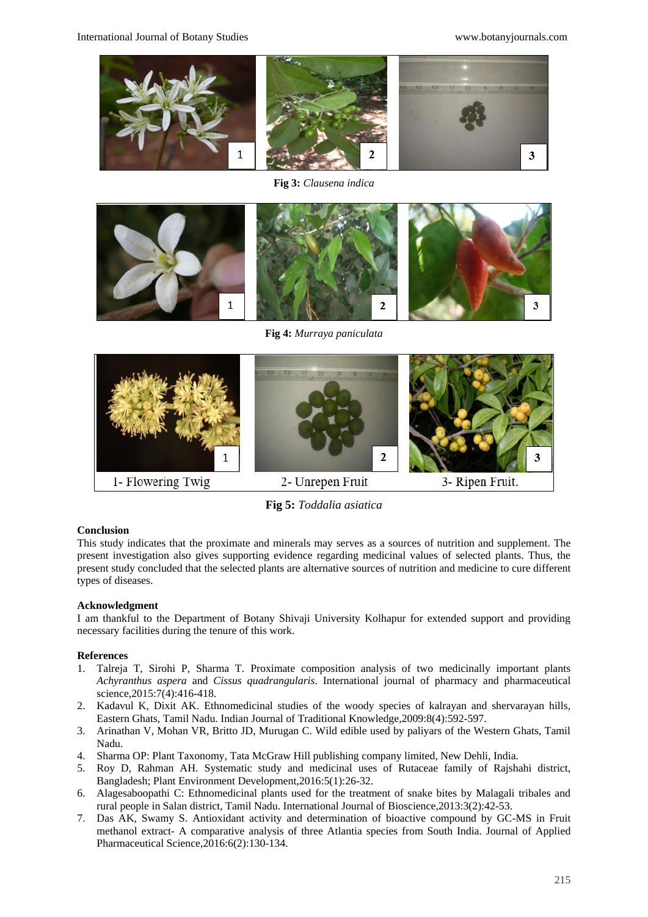Fig 3: *Clausena indica*

Fig 4: *Murraya paniculata*

1- Flowering Twig 2- Unrepen Fruit 3- Ripen Fruit.

Fig 5: *Toddalia asiatica*

## Conclusion

This study indicates that the proximate and minerals may serves as a sources of nutrition and supplement. The present investigation also gives supporting evidence regarding medicinal values of selected plants. Thus, the present study concluded that the selected plants are alternative sources of nutrition and medicine to cure different types of diseases.

## Acknowledgment

I am thankful to the Department of Botany Shivaji University Kolhapur for extended support and providing necessary facilities during the tenure of this work.

## References

1. Talreja T, Sirohi P, Sharma T. Proximate composition analysis of two medicinally important plants *Achyranthus aspera* and *Cissus quadrangularis*. International journal of pharmacy and pharmaceutical science,2015:7(4):416-418.
2. Kadavul K, Dixit AK. Ethnomedicinal studies of the woody species of kalrayan and shervarayan hills, Eastern Ghats, Tamil Nadu. Indian Journal of Traditional Knowledge,2009:8(4):592-597.
3. Arinathan V, Mohan VR, Britto JD, Murugan C. Wild edible used by paliyars of the Western Ghats, Tamil Nadu.
4. Sharma OP: Plant Taxonomy, Tata McGraw Hill publishing company limited, New Dehli, India.
5. Roy D, Rahman AH. Systematic study and medicinal uses of Rutaceae family of Rajshahi district, Bangladesh; Plant Environment Development,2016:5(1):26-32.
6. Alagesaboopathi C: Ethnomedicinal plants used for the treatment of snake bites by Malagali tribales and rural people in Salan district, Tamil Nadu. International Journal of Bioscience,2013:3(2):42-53.
7. Das AK, Swamy S. Antioxidant activity and determination of bioactive compound by GC-MS in Fruit methanol extract- A comparative analysis of three Atlantia species from South India. Journal of Applied Pharmaceutical Science,2016:6(2):130-134.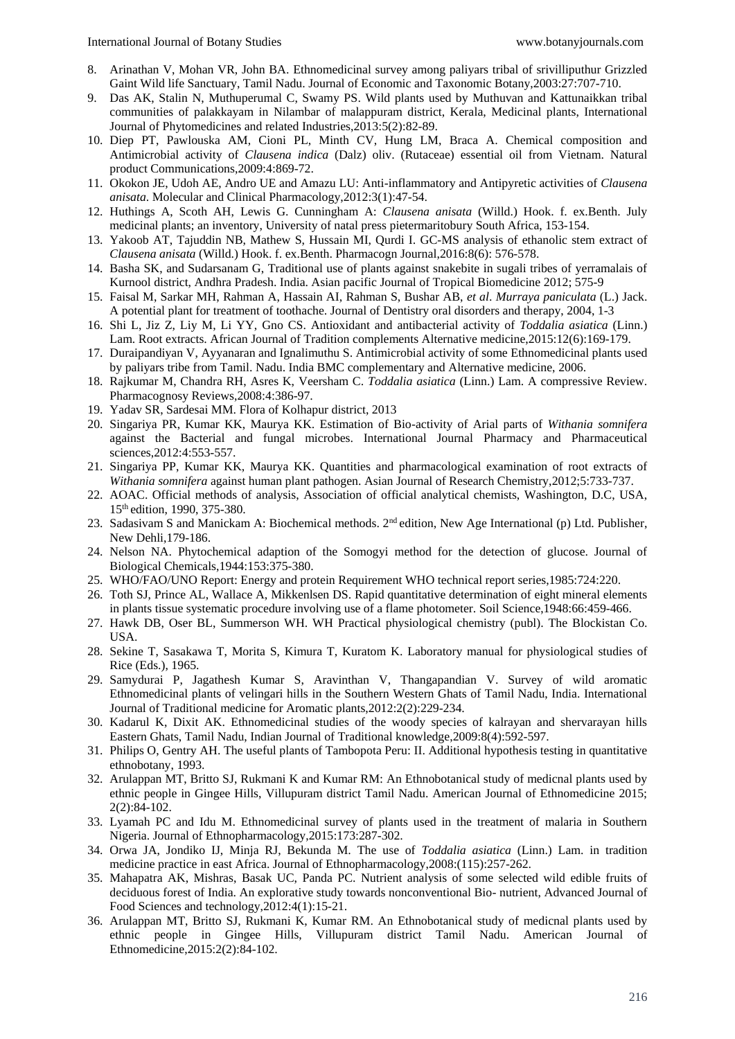8. Arinathan V, Mohan VR, John BA. Ethnomedicinal survey among paliyars tribal of srivilliputhur Grizzled Gaint Wild life Sanctuary, Tamil Nadu. Journal of Economic and Taxonomic Botany,2003:27:707-710.
9. Das AK, Stalin N, Muthuperumal C, Swamy PS. Wild plants used by Muthuvan and Kattunaikkan tribal communities of palakkayam in Nilambar of malappuram district, Kerala, Medicinal plants, International Journal of Phytomedicines and related Industries,2013:5(2):82-89.
10. Diep PT, Pawlouska AM, Cioni PL, Minth CV, Hung LM, Braca A. Chemical composition and Antimicrobial activity of *Clausena indica* (Dalz) oliv. (Rutaceae) essential oil from Vietnam. Natural product Communications,2009:4:869-72.
11. Okokon JE, Udoh AE, Andro UE and Amazu LU: Anti-inflammatory and Antipyretic activities of *Clausena anisata*. Molecular and Clinical Pharmacology,2012:3(1):47-54.
12. Huthings A, Scoth AH, Lewis G. Cunningham A: *Clausena anisata* (Willd.) Hook. f. ex.Benth. July medicinal plants; an inventory, University of natal press pietermaritobury South Africa, 153-154.
13. Yakoob AT, Tajuddin NB, Mathew S, Hussain MI, Qurdi I. GC-MS analysis of ethanolic stem extract of *Clausena anisata* (Willd.) Hook. f. ex.Benth. Pharmacogn Journal,2016:8(6): 576-578.
14. Basha SK, and Sudarsanam G, Traditional use of plants against snakebite in sugali tribes of yerramalais of Kurnool district, Andhra Pradesh. India. Asian pacific Journal of Tropical Biomedicine 2012; 575-9
15. Faisal M, Sarkar MH, Rahman A, Hassain AI, Rahman S, Bushar AB, *et al*. *Murraya paniculata* (L.) Jack. A potential plant for treatment of toothache. Journal of Dentistry oral disorders and therapy, 2004, 1-3
16. Shi L, Jiz Z, Liy M, Li YY, Gno CS. Antioxidant and antibacterial activity of *Toddalia asiatica* (Linn.) Lam. Root extracts. African Journal of Tradition complements Alternative medicine,2015:12(6):169-179.
17. Duraipandiyan V, Ayyanaran and Ignalimuthu S. Antimicrobial activity of some Ethnomedicinal plants used by paliyars tribe from Tamil. Nadu. India BMC complementary and Alternative medicine, 2006.
18. Rajkumar M, Chandra RH, Asres K, Veersham C. *Toddalia asiatica* (Linn.) Lam. A compressive Review. Pharmacognosy Reviews,2008:4:386-97.
19. Yadav SR, Sardesai MM. Flora of Kolhapur district, 2013
20. Singariya PR, Kumar KK, Maurya KK. Estimation of Bio-activity of Arial parts of *Withania somnifera* against the Bacterial and fungal microbes. International Journal Pharmacy and Pharmaceutical sciences,2012:4:553-557.
21. Singariya PP, Kumar KK, Maurya KK. Quantities and pharmacological examination of root extracts of *Withania somnifera* against human plant pathogen. Asian Journal of Research Chemistry,2012;5:733-737.
22. AOAC. Official methods of analysis, Association of official analytical chemists, Washington, D.C, USA, 15th edition, 1990, 375-380.
23. Sadasivam S and Manickam A: Biochemical methods. 2nd edition, New Age International (p) Ltd. Publisher, New Dehli,179-186.
24. Nelson NA. Phytochemical adaption of the Somogyi method for the detection of glucose. Journal of Biological Chemicals,1944:153:375-380.
25. WHO/FAO/UNO Report: Energy and protein Requirement WHO technical report series,1985:724:220.
26. Toth SJ, Prince AL, Wallace A, Mikkenlsen DS. Rapid quantitative determination of eight mineral elements in plants tissue systematic procedure involving use of a flame photometer. Soil Science,1948:66:459-466.
27. Hawk DB, Oser BL, Summerson WH. WH Practical physiological chemistry (publ). The Blockistan Co. USA.
28. Sekine T, Sasakawa T, Morita S, Kimura T, Kuratom K. Laboratory manual for physiological studies of Rice (Eds.), 1965.
29. Samydurai P, Jagathesh Kumar S, Aravinthan V, Thangapandian V. Survey of wild aromatic Ethnomedicinal plants of velingari hills in the Southern Western Ghats of Tamil Nadu, India. International Journal of Traditional medicine for Aromatic plants,2012:2(2):229-234.
30. Kadarul K, Dixit AK. Ethnomedicinal studies of the woody species of kalrayan and shervarayan hills Eastern Ghats, Tamil Nadu, Indian Journal of Traditional knowledge,2009:8(4):592-597.
31. Philips O, Gentry AH. The useful plants of Tambopota Peru: II. Additional hypothesis testing in quantitative ethnobotany, 1993.
32. Arulappan MT, Britto SJ, Rukmani K and Kumar RM: An Ethnobotanical study of medicnal plants used by ethnic people in Gingee Hills, Villupuram district Tamil Nadu. American Journal of Ethnomedicine 2015; 2(2):84-102.
33. Lyamah PC and Idu M. Ethnomedicinal survey of plants used in the treatment of malaria in Southern Nigeria. Journal of Ethnopharmacology,2015:173:287-302.
34. Orwa JA, Jondiko IJ, Minja RJ, Bekunda M. The use of *Toddalia asiatica* (Linn.) Lam. in tradition medicine practice in east Africa. Journal of Ethnopharmacology,2008:(115):257-262.
35. Mahapatra AK, Mishras, Basak UC, Panda PC. Nutrient analysis of some selected wild edible fruits of deciduous forest of India. An explorative study towards nonconventional Bio- nutrient, Advanced Journal of Food Sciences and technology,2012:4(1):15-21.
36. Arulappan MT, Britto SJ, Rukmani K, Kumar RM. An Ethnobotanical study of medicnal plants used by ethnic people in Gingee Hills, Villupuram district Tamil Nadu. American Journal of Ethnomedicine,2015:2(2):84-102.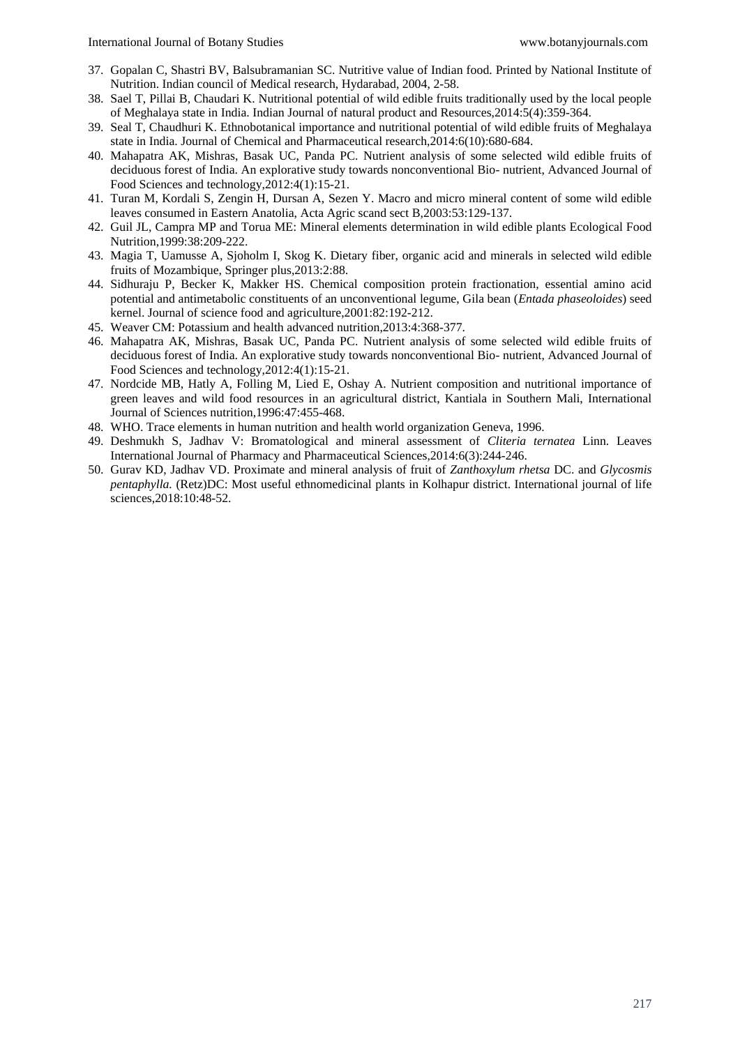37. Gopalan C, Shastri BV, Balsubramanian SC. Nutritive value of Indian food. Printed by National Institute of Nutrition. Indian council of Medical research, Hydarabad, 2004, 2-58.
38. Sael T, Pillai B, Chaudari K. Nutritional potential of wild edible fruits traditionally used by the local people of Meghalaya state in India. Indian Journal of natural product and Resources,2014:5(4):359-364.
39. Seal T, Chaudhuri K. Ethnobotanical importance and nutritional potential of wild edible fruits of Meghalaya state in India. Journal of Chemical and Pharmaceutical research,2014:6(10):680-684.
40. Mahapatra AK, Mishras, Basak UC, Panda PC. Nutrient analysis of some selected wild edible fruits of deciduous forest of India. An explorative study towards nonconventional Bio- nutrient, Advanced Journal of Food Sciences and technology,2012:4(1):15-21.
41. Turan M, Kordali S, Zengin H, Dursan A, Sezen Y. Macro and micro mineral content of some wild edible leaves consumed in Eastern Anatolia, Acta Agric scand sect B,2003:53:129-137.
42. Guil JL, Campra MP and Torua ME: Mineral elements determination in wild edible plants Ecological Food Nutrition,1999:38:209-222.
43. Magia T, Uamusse A, Sjoholm I, Skog K. Dietary fiber, organic acid and minerals in selected wild edible fruits of Mozambique, Springer plus,2013:2:88.
44. Sidhuraju P, Becker K, Makker HS. Chemical composition protein fractionation, essential amino acid potential and antimetabolic constituents of an unconventional legume, Gila bean (*Entada phaseoloides*) seed kernel. Journal of science food and agriculture,2001:82:192-212.
45. Weaver CM: Potassium and health advanced nutrition,2013:4:368-377.
46. Mahapatra AK, Mishras, Basak UC, Panda PC. Nutrient analysis of some selected wild edible fruits of deciduous forest of India. An explorative study towards nonconventional Bio- nutrient, Advanced Journal of Food Sciences and technology,2012:4(1):15-21.
47. Nordcide MB, Hatly A, Folling M, Lied E, Oshay A. Nutrient composition and nutritional importance of green leaves and wild food resources in an agricultural district, Kantiala in Southern Mali, International Journal of Sciences nutrition,1996:47:455-468.
48. WHO. Trace elements in human nutrition and health world organization Geneva, 1996.
49. Deshmukh S, Jadhav V: Bromatological and mineral assessment of *Cliteria ternatea* Linn. Leaves International Journal of Pharmacy and Pharmaceutical Sciences,2014:6(3):244-246.
50. Gurav KD, Jadhav VD. Proximate and mineral analysis of fruit of *Zanthoxylum rhetsa* DC. and *Glycosmis pentaphylla.* (Retz)DC: Most useful ethnomedicinal plants in Kolhapur district. International journal of life sciences,2018:10:48-52.